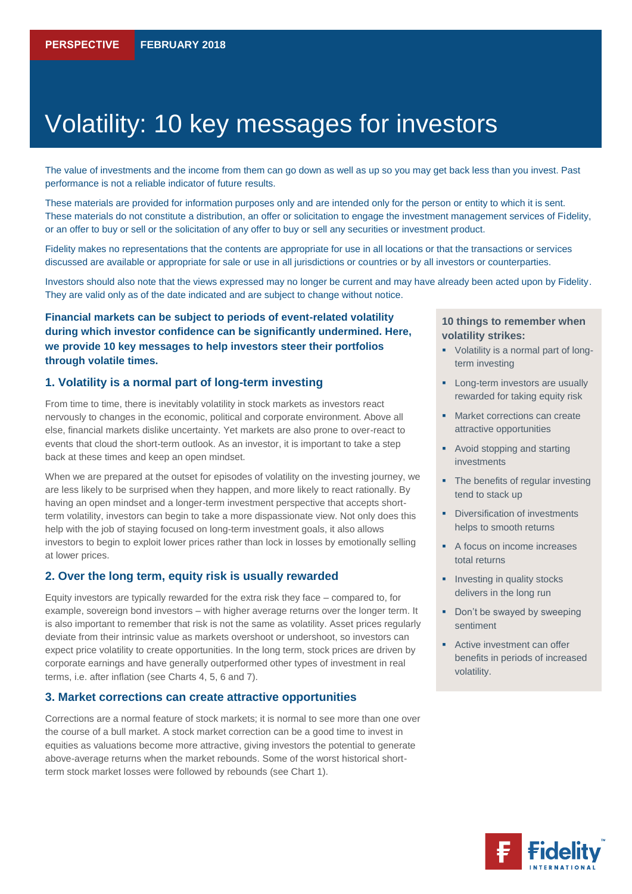PERSPECTIVE FEBRUARY 2018

# Volatility: 10 key messages for investors

The value of investments and the income from them can go down as well as up so you may get back less than you invest. Past performance is not a reliable indicator of future results.

These materials are provided for information purposes only and are intended only for the person or entity to which it is sent. These materials do not constitute a distribution, an offer or solicitation to engage the investment management services of Fidelity, or an offer to buy or sell or the solicitation of any offer to buy or sell any securities or investment product.

Fidelity makes no representations that the contents are appropriate for use in all locations or that the transactions or services discussed are available or appropriate for sale or use in all jurisdictions or countries or by all investors or counterparties.

Investors should also note that the views expressed may no longer be current and may have already been acted upon by Fidelity. They are valid only as of the date indicated and are subject to change without notice.

**Financial markets can be subject to periods of event-related volatility during which investor confidence can be significantly undermined. Here, we provide 10 key messages to help investors steer their portfolios through volatile times.**

## 1. Volatility is a normal part of long-term investing

From time to time, there is inevitably volatility in stock markets as investors react nervously to changes in the economic, political and corporate environment. Above all else, financial markets dislike uncertainty. Yet markets are also prone to over-react to events that cloud the short-term outlook. As an investor, it is important to take a step back at these times and keep an open mindset.

When we are prepared at the outset for episodes of volatility on the investing journey, we are less likely to be surprised when they happen, and more likely to react rationally. By having an open mindset and a longer-term investment perspective that accepts short-term volatility, investors can begin to take a more dispassionate view. Not only does this help with the job of staying focused on long-term investment goals, it also allows investors to begin to exploit lower prices rather than lock in losses by emotionally selling at lower prices.

## 2. Over the long term, equity risk is usually rewarded

Equity investors are typically rewarded for the extra risk they face – compared to, for example, sovereign bond investors – with higher average returns over the longer term. It is also important to remember that risk is not the same as volatility. Asset prices regularly deviate from their intrinsic value as markets overshoot or undershoot, so investors can expect price volatility to create opportunities. In the long term, stock prices are driven by corporate earnings and have generally outperformed other types of investment in real terms, i.e. after inflation (see Charts 4, 5, 6 and 7).

## 3. Market corrections can create attractive opportunities

Corrections are a normal feature of stock markets; it is normal to see more than one over the course of a bull market. A stock market correction can be a good time to invest in equities as valuations become more attractive, giving investors the potential to generate above-average returns when the market rebounds. Some of the worst historical short-term stock market losses were followed by rebounds (see Chart 1).

**10 things to remember when volatility strikes:**

- Volatility is a normal part of long-term investing
- Long-term investors are usually rewarded for taking equity risk
- Market corrections can create attractive opportunities
- Avoid stopping and starting investments
- The benefits of regular investing tend to stack up
- Diversification of investments helps to smooth returns
- A focus on income increases total returns
- Investing in quality stocks delivers in the long run
- Don't be swayed by sweeping sentiment
- Active investment can offer benefits in periods of increased volatility.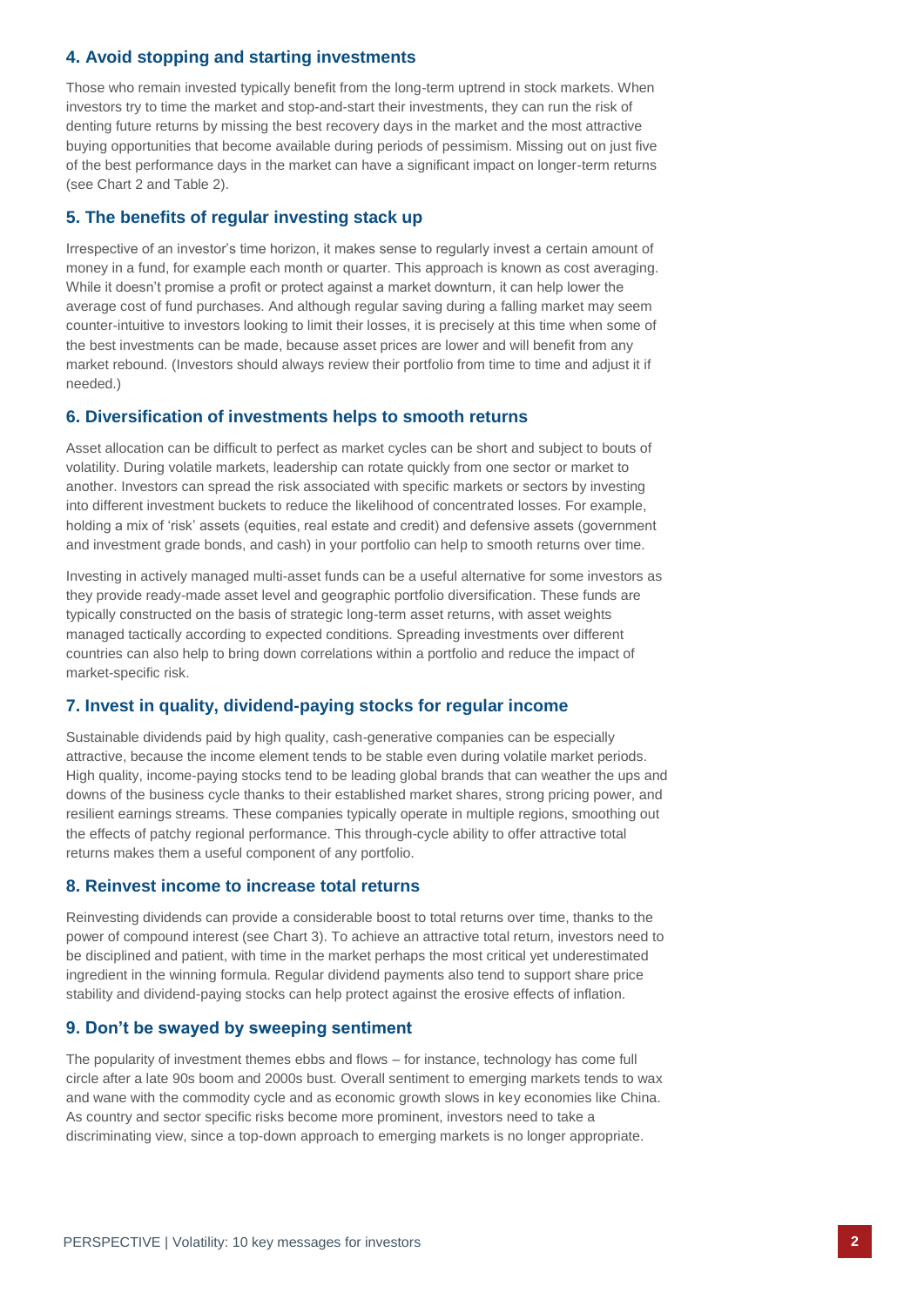### 4. Avoid stopping and starting investments

Those who remain invested typically benefit from the long-term uptrend in stock markets. When investors try to time the market and stop-and-start their investments, they can run the risk of denting future returns by missing the best recovery days in the market and the most attractive buying opportunities that become available during periods of pessimism. Missing out on just five of the best performance days in the market can have a significant impact on longer-term returns (see Chart 2 and Table 2).

### 5. The benefits of regular investing stack up

Irrespective of an investor's time horizon, it makes sense to regularly invest a certain amount of money in a fund, for example each month or quarter. This approach is known as cost averaging. While it doesn't promise a profit or protect against a market downturn, it can help lower the average cost of fund purchases. And although regular saving during a falling market may seem counter-intuitive to investors looking to limit their losses, it is precisely at this time when some of the best investments can be made, because asset prices are lower and will benefit from any market rebound. (Investors should always review their portfolio from time to time and adjust it if needed.)

### 6. Diversification of investments helps to smooth returns

Asset allocation can be difficult to perfect as market cycles can be short and subject to bouts of volatility. During volatile markets, leadership can rotate quickly from one sector or market to another. Investors can spread the risk associated with specific markets or sectors by investing into different investment buckets to reduce the likelihood of concentrated losses. For example, holding a mix of 'risk' assets (equities, real estate and credit) and defensive assets (government and investment grade bonds, and cash) in your portfolio can help to smooth returns over time.

Investing in actively managed multi-asset funds can be a useful alternative for some investors as they provide ready-made asset level and geographic portfolio diversification. These funds are typically constructed on the basis of strategic long-term asset returns, with asset weights managed tactically according to expected conditions. Spreading investments over different countries can also help to bring down correlations within a portfolio and reduce the impact of market-specific risk.

### 7. Invest in quality, dividend-paying stocks for regular income

Sustainable dividends paid by high quality, cash-generative companies can be especially attractive, because the income element tends to be stable even during volatile market periods. High quality, income-paying stocks tend to be leading global brands that can weather the ups and downs of the business cycle thanks to their established market shares, strong pricing power, and resilient earnings streams. These companies typically operate in multiple regions, smoothing out the effects of patchy regional performance. This through-cycle ability to offer attractive total returns makes them a useful component of any portfolio.

### 8. Reinvest income to increase total returns

Reinvesting dividends can provide a considerable boost to total returns over time, thanks to the power of compound interest (see Chart 3). To achieve an attractive total return, investors need to be disciplined and patient, with time in the market perhaps the most critical yet underestimated ingredient in the winning formula. Regular dividend payments also tend to support share price stability and dividend-paying stocks can help protect against the erosive effects of inflation.

### 9. Don't be swayed by sweeping sentiment

The popularity of investment themes ebbs and flows – for instance, technology has come full circle after a late 90s boom and 2000s bust. Overall sentiment to emerging markets tends to wax and wane with the commodity cycle and as economic growth slows in key economies like China. As country and sector specific risks become more prominent, investors need to take a discriminating view, since a top-down approach to emerging markets is no longer appropriate.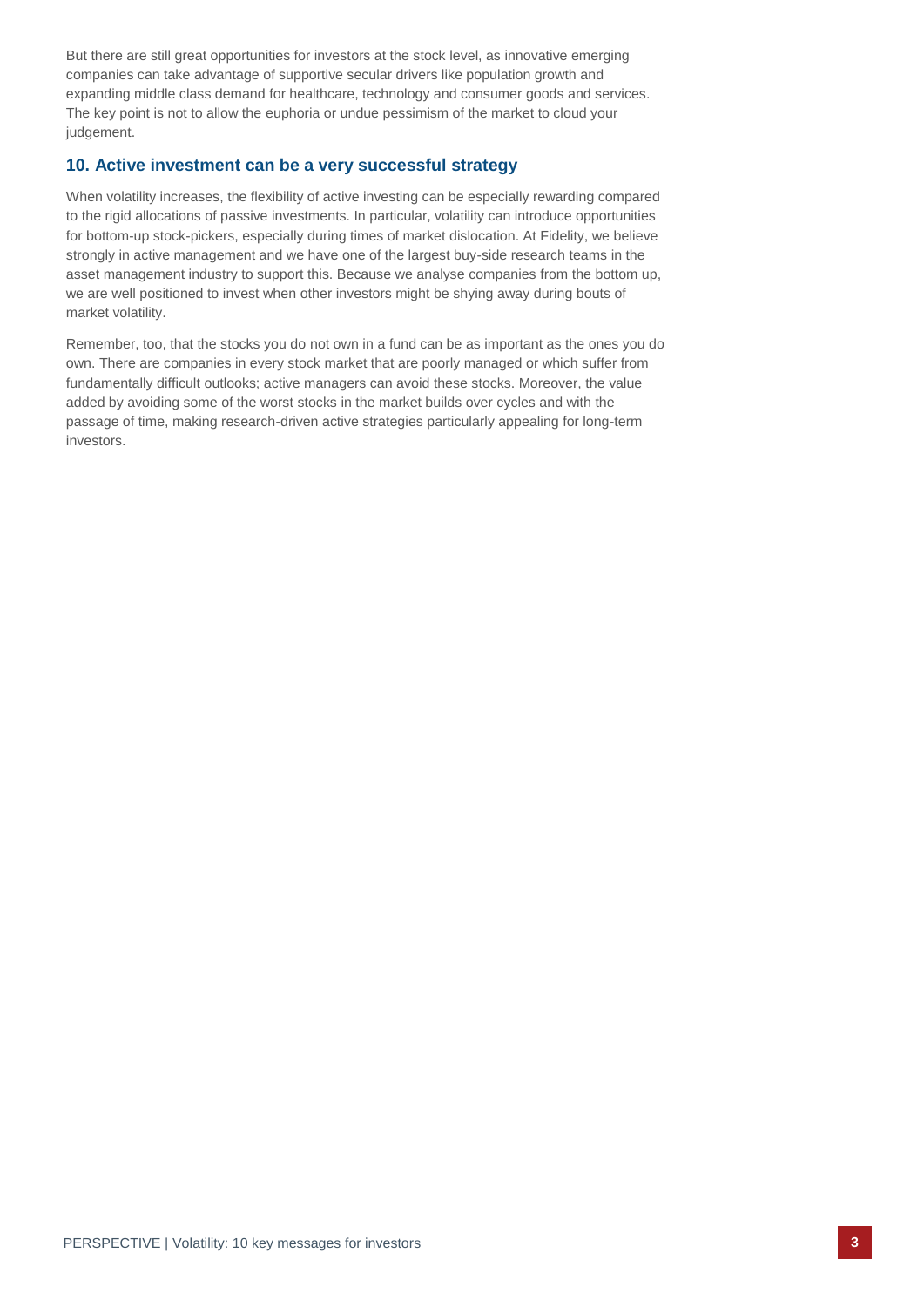But there are still great opportunities for investors at the stock level, as innovative emerging companies can take advantage of supportive secular drivers like population growth and expanding middle class demand for healthcare, technology and consumer goods and services. The key point is not to allow the euphoria or undue pessimism of the market to cloud your judgement.

### 10. Active investment can be a very successful strategy

When volatility increases, the flexibility of active investing can be especially rewarding compared to the rigid allocations of passive investments. In particular, volatility can introduce opportunities for bottom-up stock-pickers, especially during times of market dislocation. At Fidelity, we believe strongly in active management and we have one of the largest buy-side research teams in the asset management industry to support this. Because we analyse companies from the bottom up, we are well positioned to invest when other investors might be shying away during bouts of market volatility.

Remember, too, that the stocks you do not own in a fund can be as important as the ones you do own. There are companies in every stock market that are poorly managed or which suffer from fundamentally difficult outlooks; active managers can avoid these stocks. Moreover, the value added by avoiding some of the worst stocks in the market builds over cycles and with the passage of time, making research-driven active strategies particularly appealing for long-term investors.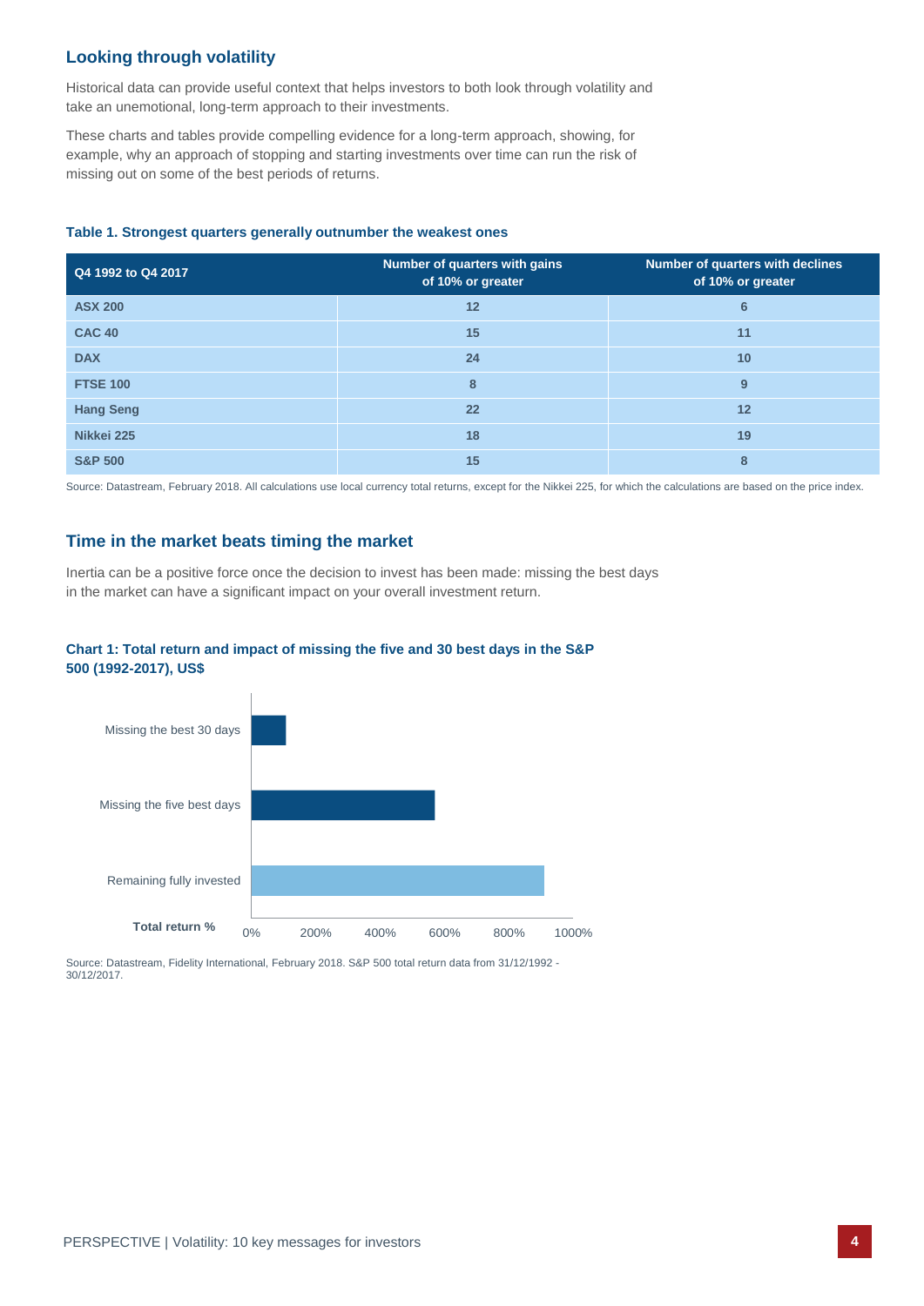## Looking through volatility

Historical data can provide useful context that helps investors to both look through volatility and take an unemotional, long-term approach to their investments.

These charts and tables provide compelling evidence for a long-term approach, showing, for example, why an approach of stopping and starting investments over time can run the risk of missing out on some of the best periods of returns.

**Table 1. Strongest quarters generally outnumber the weakest ones**

| Q4 1992 to Q4 2017 | Number of quarters with gains of 10% or greater | Number of quarters with declines of 10% or greater |
|---|---|---|
| ASX 200 | 12 | 6 |
| CAC 40 | 15 | 11 |
| DAX | 24 | 10 |
| FTSE 100 | 8 | 9 |
| Hang Seng | 22 | 12 |
| Nikkei 225 | 18 | 19 |
| S&P 500 | 15 | 8 |

Source: Datastream, February 2018. All calculations use local currency total returns, except for the Nikkei 225, for which the calculations are based on the price index.

## Time in the market beats timing the market

Inertia can be a positive force once the decision to invest has been made: missing the best days in the market can have a significant impact on your overall investment return.

**Chart 1: Total return and impact of missing the five and 30 best days in the S&P 500 (1992-2017), US$**

Source: Datastream, Fidelity International, February 2018. S&P 500 total return data from 31/12/1992 - 30/12/2017.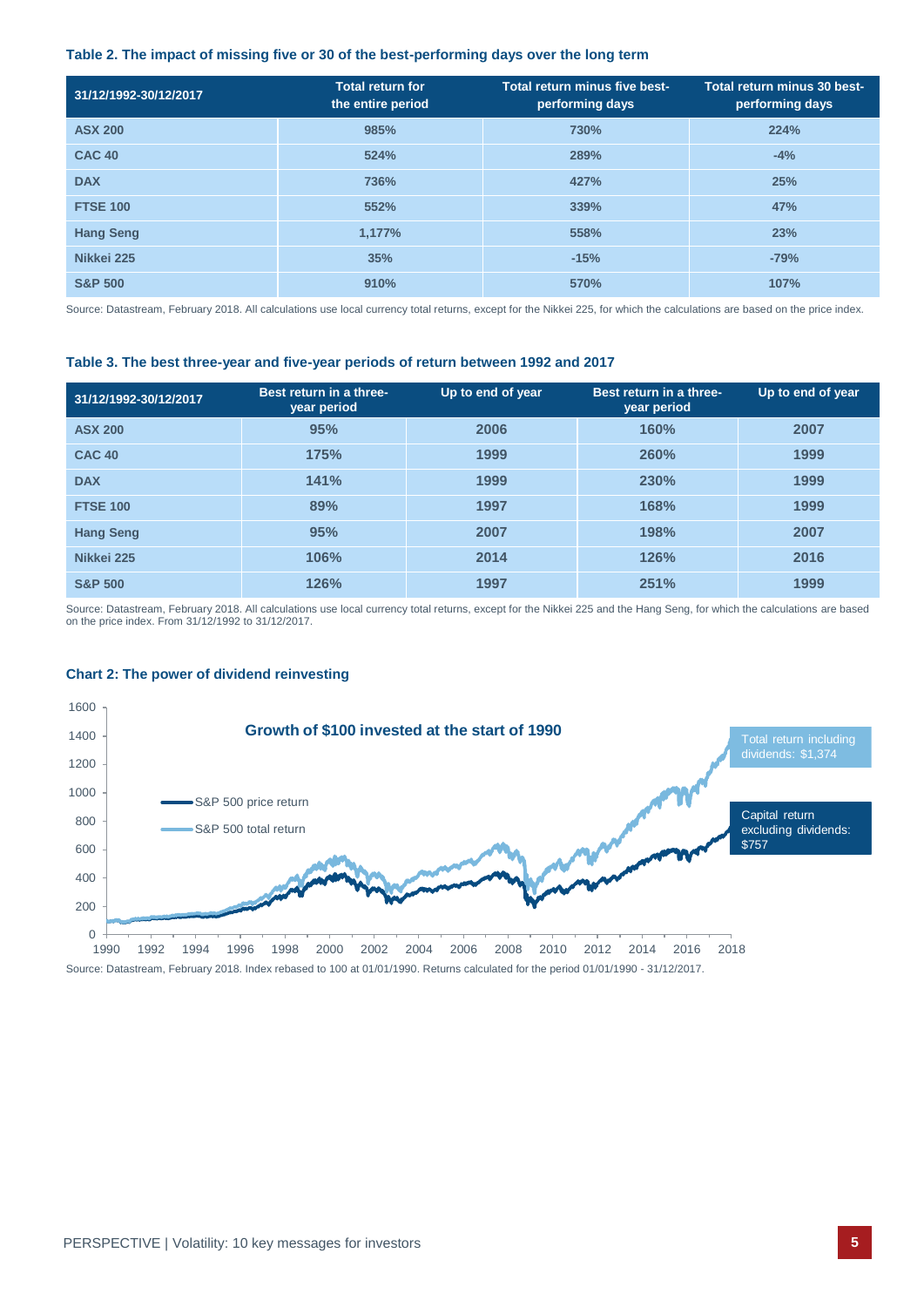### Table 2. The impact of missing five or 30 of the best-performing days over the long term

| 31/12/1992-30/12/2017 | Total return for the entire period | Total return minus five best-performing days | Total return minus 30 best-performing days |
|---|---|---|---|
| ASX 200 | 985% | 730% | 224% |
| CAC 40 | 524% | 289% | -4% |
| DAX | 736% | 427% | 25% |
| FTSE 100 | 552% | 339% | 47% |
| Hang Seng | 1,177% | 558% | 23% |
| Nikkei 225 | 35% | -15% | -79% |
| S&P 500 | 910% | 570% | 107% |

Source: Datastream, February 2018. All calculations use local currency total returns, except for the Nikkei 225, for which the calculations are based on the price index.

### Table 3. The best three-year and five-year periods of return between 1992 and 2017

| 31/12/1992-30/12/2017 | Best return in a three-year period | Up to end of year | Best return in a three-year period | Up to end of year |
|---|---|---|---|---|
| ASX 200 | 95% | 2006 | 160% | 2007 |
| CAC 40 | 175% | 1999 | 260% | 1999 |
| DAX | 141% | 1999 | 230% | 1999 |
| FTSE 100 | 89% | 1997 | 168% | 1999 |
| Hang Seng | 95% | 2007 | 198% | 2007 |
| Nikkei 225 | 106% | 2014 | 126% | 2016 |
| S&P 500 | 126% | 1997 | 251% | 1999 |

Source: Datastream, February 2018. All calculations use local currency total returns, except for the Nikkei 225 and the Hang Seng, for which the calculations are based on the price index. From 31/12/1992 to 31/12/2017.

### Chart 2: The power of dividend reinvesting

Growth of $100 invested at the start of 1990

- S&P 500 price return
- S&P 500 total return

Total return including dividends: $1,374

Capital return excluding dividends: $757

Source: Datastream, February 2018. Index rebased to 100 at 01/01/1990. Returns calculated for the period 01/01/1990 - 31/12/2017.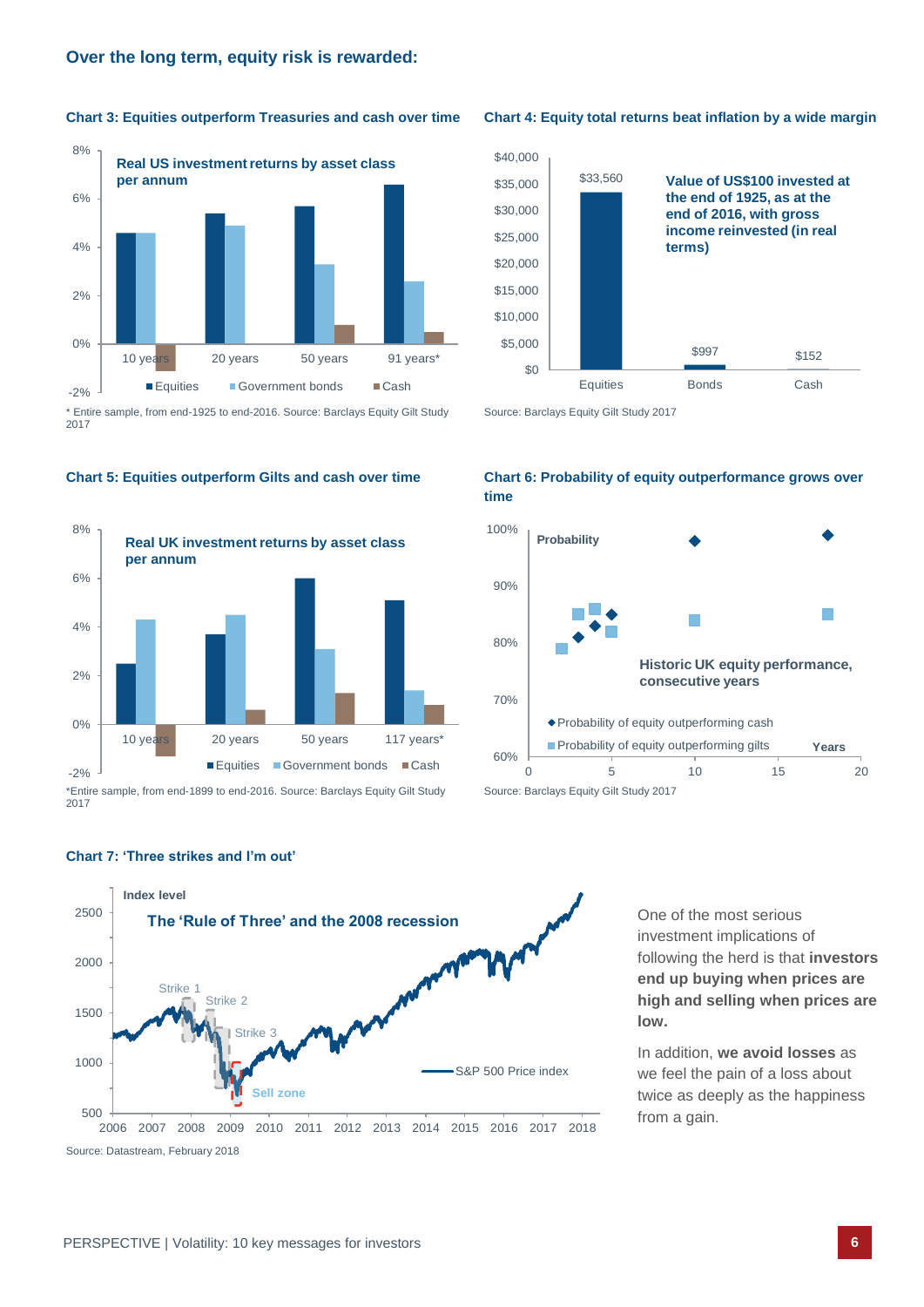## Over the long term, equity risk is rewarded:

**Chart 3: Equities outperform Treasuries and cash over time**

Real US investment returns by asset class per annum

* Entire sample, from end-1925 to end-2016. Source: Barclays Equity Gilt Study 2017

**Chart 4: Equity total returns beat inflation by a wide margin**

Value of US$100 invested at the end of 1925, as at the end of 2016, with gross income reinvested (in real terms)

| Equities | Bonds | Cash |
|---|---|---|
| $33,560 | $997 | $152 |

Source: Barclays Equity Gilt Study 2017

**Chart 5: Equities outperform Gilts and cash over time**

Real UK investment returns by asset class per annum

*Entire sample, from end-1899 to end-2016. Source: Barclays Equity Gilt Study 2017

**Chart 6: Probability of equity outperformance grows over time**

Historic UK equity performance, consecutive years

Source: Barclays Equity Gilt Study 2017

**Chart 7: 'Three strikes and I'm out'**

The 'Rule of Three' and the 2008 recession

Source: Datastream, February 2018

One of the most serious investment implications of following the herd is that **investors end up buying when prices are high and selling when prices are low.**

In addition, **we avoid losses** as we feel the pain of a loss about twice as deeply as the happiness from a gain.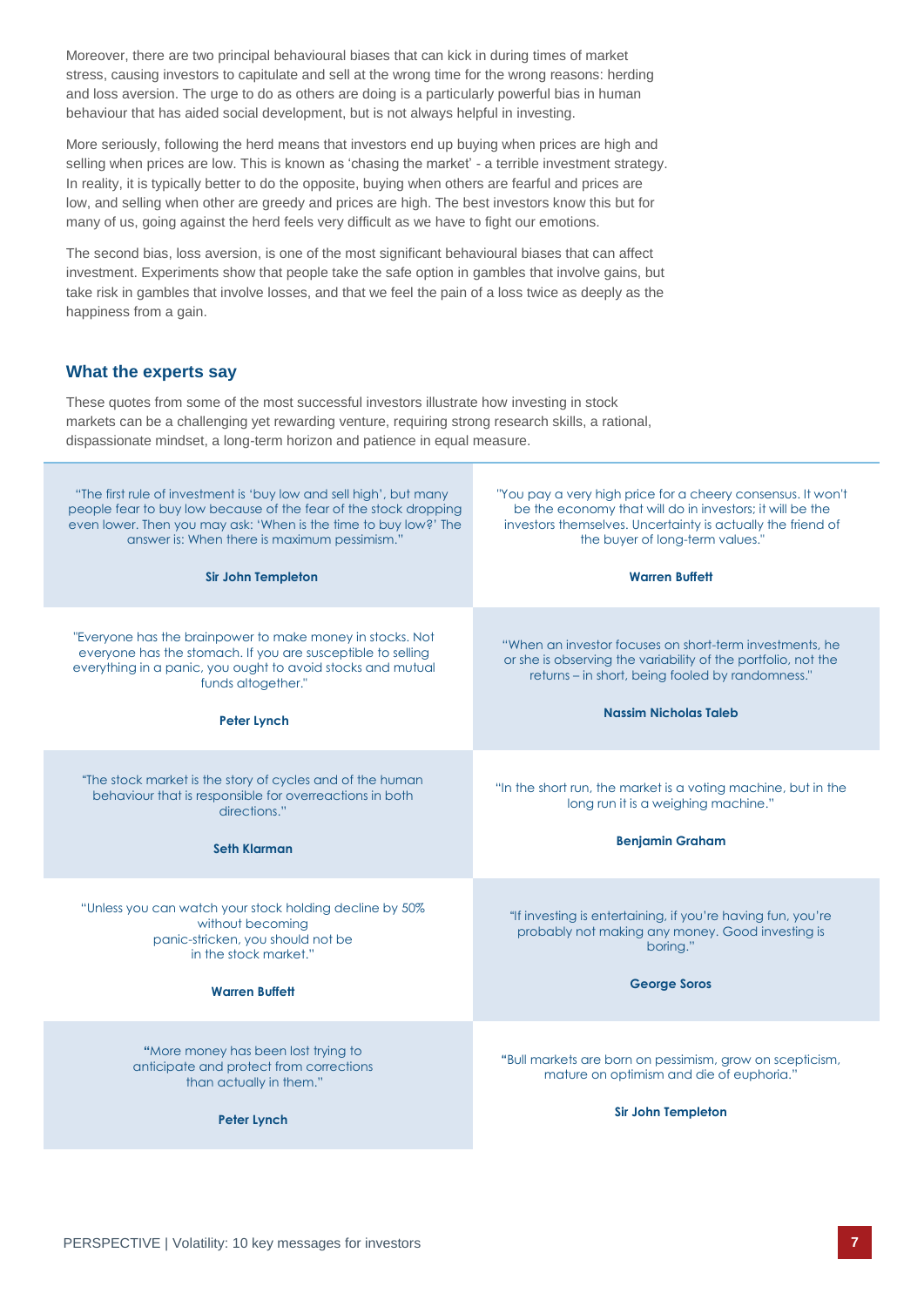Moreover, there are two principal behavioural biases that can kick in during times of market stress, causing investors to capitulate and sell at the wrong time for the wrong reasons: herding and loss aversion. The urge to do as others are doing is a particularly powerful bias in human behaviour that has aided social development, but is not always helpful in investing.

More seriously, following the herd means that investors end up buying when prices are high and selling when prices are low. This is known as 'chasing the market' - a terrible investment strategy. In reality, it is typically better to do the opposite, buying when others are fearful and prices are low, and selling when other are greedy and prices are high. The best investors know this but for many of us, going against the herd feels very difficult as we have to fight our emotions.

The second bias, loss aversion, is one of the most significant behavioural biases that can affect investment. Experiments show that people take the safe option in gambles that involve gains, but take risk in gambles that involve losses, and that we feel the pain of a loss twice as deeply as the happiness from a gain.

### What the experts say

These quotes from some of the most successful investors illustrate how investing in stock markets can be a challenging yet rewarding venture, requiring strong research skills, a rational, dispassionate mindset, a long-term horizon and patience in equal measure.

"The first rule of investment is 'buy low and sell high', but many people fear to buy low because of the fear of the stock dropping even lower. Then you may ask: 'When is the time to buy low?' The answer is: When there is maximum pessimism."

**Sir John Templeton**

"You pay a very high price for a cheery consensus. It won't be the economy that will do in investors; it will be the investors themselves. Uncertainty is actually the friend of the buyer of long-term values."

**Warren Buffett**

"Everyone has the brainpower to make money in stocks. Not everyone has the stomach. If you are susceptible to selling everything in a panic, you ought to avoid stocks and mutual funds altogether."

**Peter Lynch**

"When an investor focuses on short-term investments, he or she is observing the variability of the portfolio, not the returns – in short, being fooled by randomness."

**Nassim Nicholas Taleb**

"The stock market is the story of cycles and of the human behaviour that is responsible for overreactions in both directions."

**Seth Klarman**

"In the short run, the market is a voting machine, but in the long run it is a weighing machine."

**Benjamin Graham**

"Unless you can watch your stock holding decline by 50% without becoming panic-stricken, you should not be in the stock market."

**Warren Buffett**

"If investing is entertaining, if you're having fun, you're probably not making any money. Good investing is boring."

**George Soros**

"More money has been lost trying to anticipate and protect from corrections than actually in them."

**Peter Lynch**

"Bull markets are born on pessimism, grow on scepticism, mature on optimism and die of euphoria."

**Sir John Templeton**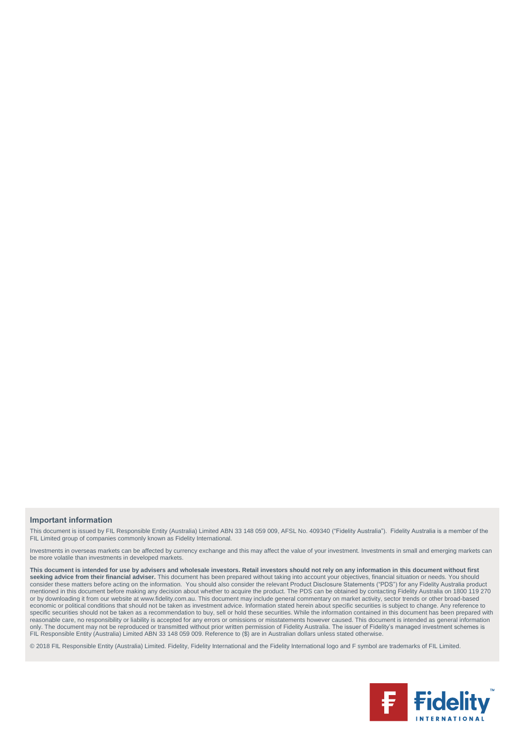## Important information

This document is issued by FIL Responsible Entity (Australia) Limited ABN 33 148 059 009, AFSL No. 409340 ("Fidelity Australia"). Fidelity Australia is a member of the FIL Limited group of companies commonly known as Fidelity International.

Investments in overseas markets can be affected by currency exchange and this may affect the value of your investment. Investments in small and emerging markets can be more volatile than investments in developed markets.

**This document is intended for use by advisers and wholesale investors. Retail investors should not rely on any information in this document without first seeking advice from their financial adviser.** This document has been prepared without taking into account your objectives, financial situation or needs. You should consider these matters before acting on the information. You should also consider the relevant Product Disclosure Statements ("PDS") for any Fidelity Australia product mentioned in this document before making any decision about whether to acquire the product. The PDS can be obtained by contacting Fidelity Australia on 1800 119 270 or by downloading it from our website at www.fidelity.com.au. This document may include general commentary on market activity, sector trends or other broad-based economic or political conditions that should not be taken as investment advice. Information stated herein about specific securities is subject to change. Any reference to specific securities should not be taken as a recommendation to buy, sell or hold these securities. While the information contained in this document has been prepared with reasonable care, no responsibility or liability is accepted for any errors or omissions or misstatements however caused. This document is intended as general information only. The document may not be reproduced or transmitted without prior written permission of Fidelity Australia. The issuer of Fidelity's managed investment schemes is FIL Responsible Entity (Australia) Limited ABN 33 148 059 009. Reference to ($) are in Australian dollars unless stated otherwise.

© 2018 FIL Responsible Entity (Australia) Limited. Fidelity, Fidelity International and the Fidelity International logo and F symbol are trademarks of FIL Limited.

Fidelity INTERNATIONAL